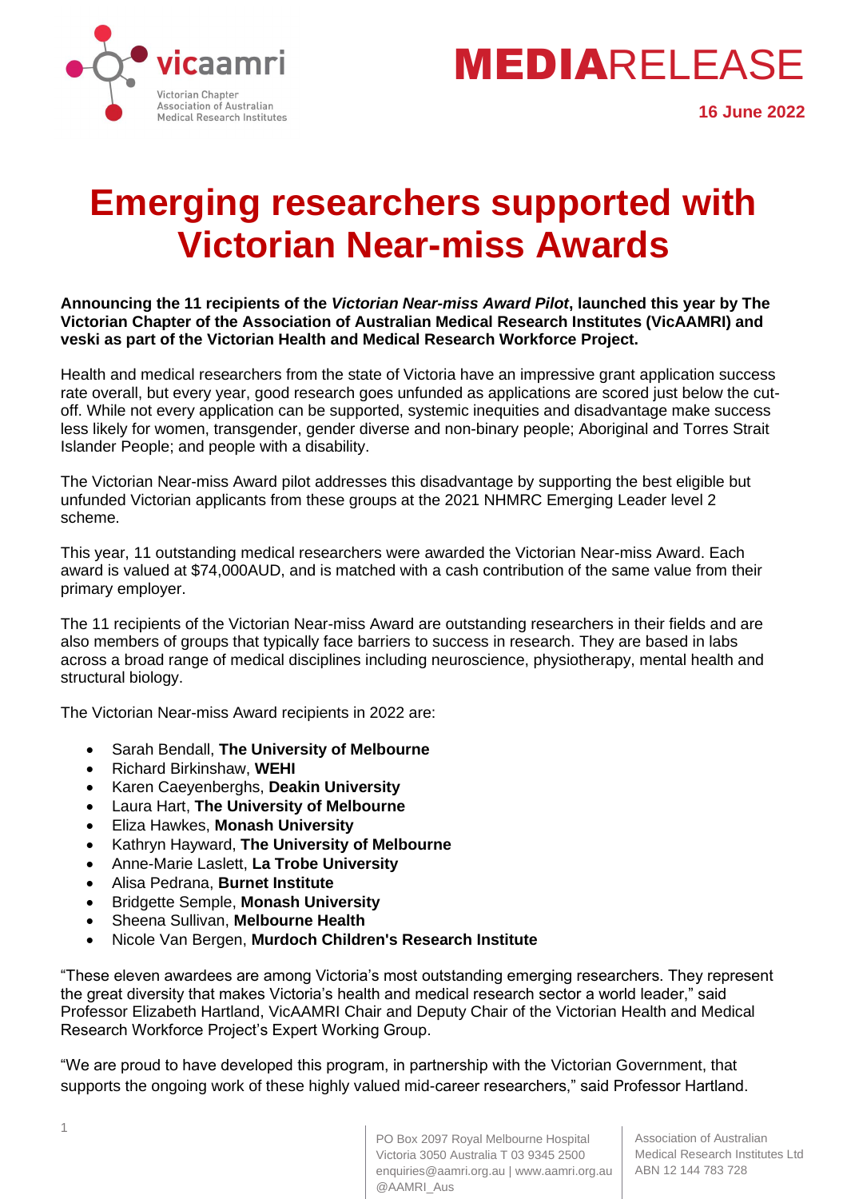vicaamri
Victorian Chapter
Association of Australian
Medical Research Institutes

**MEDIA**RELEASE

**16 June 2022**

# Emerging researchers supported with Victorian Near-miss Awards

**Announcing the 11 recipients of the *Victorian Near-miss Award Pilot*, launched this year by The Victorian Chapter of the Association of Australian Medical Research Institutes (VicAAMRI) and veski as part of the Victorian Health and Medical Research Workforce Project.**

Health and medical researchers from the state of Victoria have an impressive grant application success rate overall, but every year, good research goes unfunded as applications are scored just below the cut-off. While not every application can be supported, systemic inequities and disadvantage make success less likely for women, transgender, gender diverse and non-binary people; Aboriginal and Torres Strait Islander People; and people with a disability.

The Victorian Near-miss Award pilot addresses this disadvantage by supporting the best eligible but unfunded Victorian applicants from these groups at the 2021 NHMRC Emerging Leader level 2 scheme.

This year, 11 outstanding medical researchers were awarded the Victorian Near-miss Award. Each award is valued at $74,000AUD, and is matched with a cash contribution of the same value from their primary employer.

The 11 recipients of the Victorian Near-miss Award are outstanding researchers in their fields and are also members of groups that typically face barriers to success in research. They are based in labs across a broad range of medical disciplines including neuroscience, physiotherapy, mental health and structural biology.

The Victorian Near-miss Award recipients in 2022 are:

- Sarah Bendall, **The University of Melbourne**
- Richard Birkinshaw, **WEHI**
- Karen Caeyenberghs, **Deakin University**
- Laura Hart, **The University of Melbourne**
- Eliza Hawkes, **Monash University**
- Kathryn Hayward, **The University of Melbourne**
- Anne-Marie Laslett, **La Trobe University**
- Alisa Pedrana, **Burnet Institute**
- Bridgette Semple, **Monash University**
- Sheena Sullivan, **Melbourne Health**
- Nicole Van Bergen, **Murdoch Children's Research Institute**

"These eleven awardees are among Victoria's most outstanding emerging researchers. They represent the great diversity that makes Victoria's health and medical research sector a world leader," said Professor Elizabeth Hartland, VicAAMRI Chair and Deputy Chair of the Victorian Health and Medical Research Workforce Project's Expert Working Group.

"We are proud to have developed this program, in partnership with the Victorian Government, that supports the ongoing work of these highly valued mid-career researchers," said Professor Hartland.

PO Box 2097 Royal Melbourne Hospital Victoria 3050 Australia T 03 9345 2500 enquiries@aamri.org.au | www.aamri.org.au @AAMRI_Aus

Association of Australian Medical Research Institutes Ltd ABN 12 144 783 728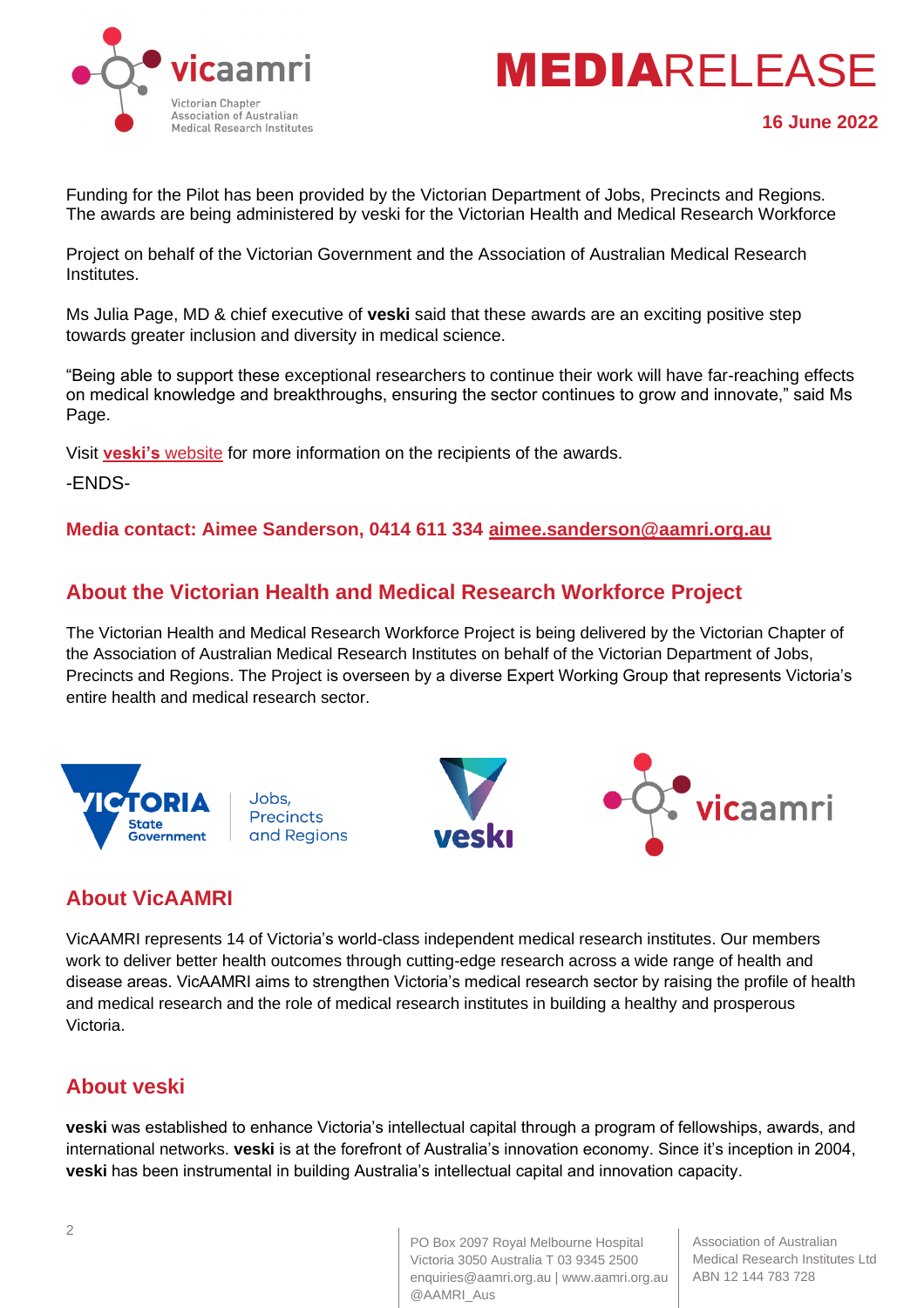Funding for the Pilot has been provided by the Victorian Department of Jobs, Precincts and Regions. The awards are being administered by veski for the Victorian Health and Medical Research Workforce

Project on behalf of the Victorian Government and the Association of Australian Medical Research Institutes.

Ms Julia Page, MD & chief executive of **veski** said that these awards are an exciting positive step towards greater inclusion and diversity in medical science.

"Being able to support these exceptional researchers to continue their work will have far-reaching effects on medical knowledge and breakthroughs, ensuring the sector continues to grow and innovate," said Ms Page.

Visit **veski's** website for more information on the recipients of the awards.

-ENDS-

**Media contact: Aimee Sanderson, 0414 611 334 aimee.sanderson@aamri.org.au**

## About the Victorian Health and Medical Research Workforce Project

The Victorian Health and Medical Research Workforce Project is being delivered by the Victorian Chapter of the Association of Australian Medical Research Institutes on behalf of the Victorian Department of Jobs, Precincts and Regions. The Project is overseen by a diverse Expert Working Group that represents Victoria's entire health and medical research sector.

## About VicAAMRI

VicAAMRI represents 14 of Victoria's world-class independent medical research institutes. Our members work to deliver better health outcomes through cutting-edge research across a wide range of health and disease areas. VicAAMRI aims to strengthen Victoria's medical research sector by raising the profile of health and medical research and the role of medical research institutes in building a healthy and prosperous Victoria.

## About veski

**veski** was established to enhance Victoria's intellectual capital through a program of fellowships, awards, and international networks. **veski** is at the forefront of Australia's innovation economy. Since it's inception in 2004, **veski** has been instrumental in building Australia's intellectual capital and innovation capacity.